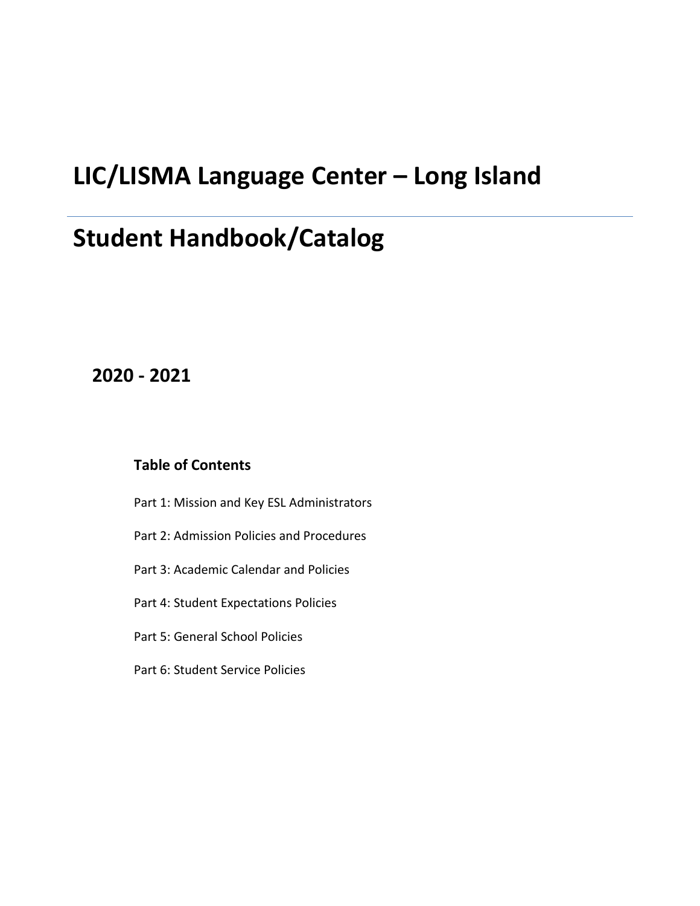# LIC/LISMA Language Center – Long Island

# Student Handbook/Catalog

## 2020 - 2021

### Table of Contents

Part 1: Mission and Key ESL Administrators

Part 2: Admission Policies and Procedures

Part 3: Academic Calendar and Policies

Part 4: Student Expectations Policies

Part 5: General School Policies

Part 6: Student Service Policies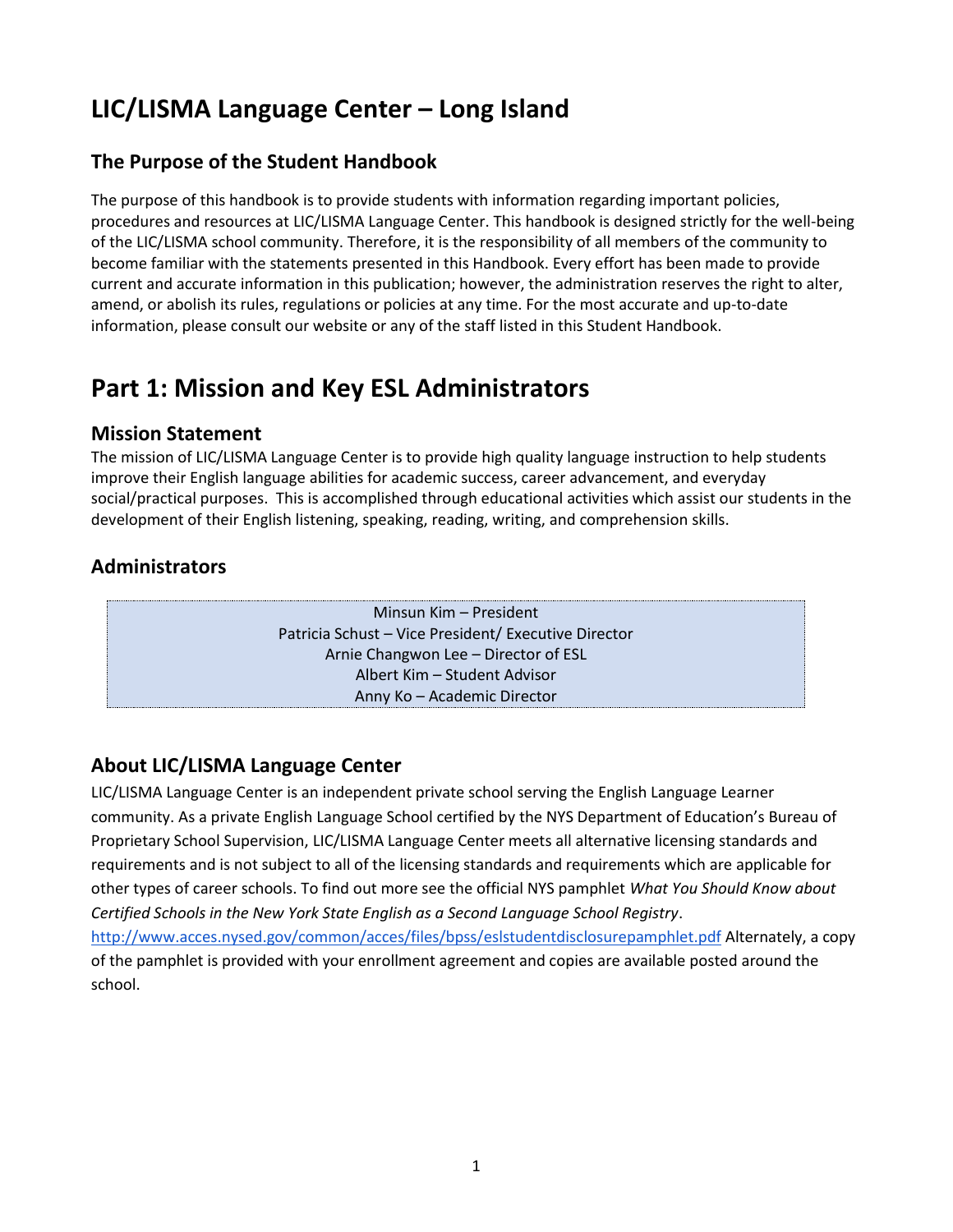# LIC/LISMA Language Center – Long Island

## The Purpose of the Student Handbook

The purpose of this handbook is to provide students with information regarding important policies, procedures and resources at LIC/LISMA Language Center. This handbook is designed strictly for the well-being of the LIC/LISMA school community. Therefore, it is the responsibility of all members of the community to become familiar with the statements presented in this Handbook. Every effort has been made to provide current and accurate information in this publication; however, the administration reserves the right to alter, amend, or abolish its rules, regulations or policies at any time. For the most accurate and up-to-date information, please consult our website or any of the staff listed in this Student Handbook.

# Part 1: Mission and Key ESL Administrators

## Mission Statement

The mission of LIC/LISMA Language Center is to provide high quality language instruction to help students improve their English language abilities for academic success, career advancement, and everyday social/practical purposes. This is accomplished through educational activities which assist our students in the development of their English listening, speaking, reading, writing, and comprehension skills.

## Administrators

Minsun Kim – President
Patricia Schust – Vice President/ Executive Director
Arnie Changwon Lee – Director of ESL
Albert Kim – Student Advisor
Anny Ko – Academic Director

## About LIC/LISMA Language Center

LIC/LISMA Language Center is an independent private school serving the English Language Learner community. As a private English Language School certified by the NYS Department of Education's Bureau of Proprietary School Supervision, LIC/LISMA Language Center meets all alternative licensing standards and requirements and is not subject to all of the licensing standards and requirements which are applicable for other types of career schools. To find out more see the official NYS pamphlet *What You Should Know about Certified Schools in the New York State English as a Second Language School Registry*. http://www.acces.nysed.gov/common/acces/files/bpss/eslstudentdisclosurepamphlet.pdf Alternately, a copy of the pamphlet is provided with your enrollment agreement and copies are available posted around the school.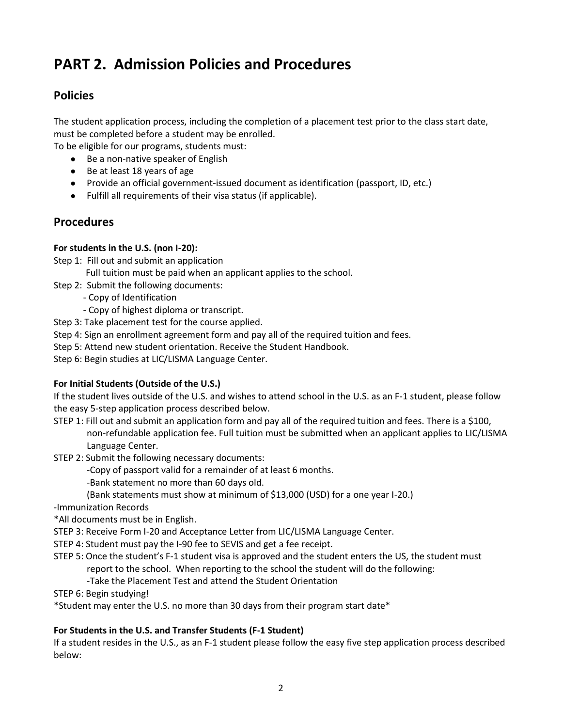# PART 2. Admission Policies and Procedures

## Policies

The student application process, including the completion of a placement test prior to the class start date, must be completed before a student may be enrolled.

To be eligible for our programs, students must:

- Be a non-native speaker of English
- Be at least 18 years of age
- Provide an official government-issued document as identification (passport, ID, etc.)
- Fulfill all requirements of their visa status (if applicable).

## Procedures

**For students in the U.S. (non I-20):**

Step 1: Fill out and submit an application
  Full tuition must be paid when an applicant applies to the school.

Step 2: Submit the following documents:
  - Copy of Identification
  - Copy of highest diploma or transcript.

Step 3: Take placement test for the course applied.

Step 4: Sign an enrollment agreement form and pay all of the required tuition and fees.

Step 5: Attend new student orientation. Receive the Student Handbook.

Step 6: Begin studies at LIC/LISMA Language Center.

**For Initial Students (Outside of the U.S.)**

If the student lives outside of the U.S. and wishes to attend school in the U.S. as an F-1 student, please follow the easy 5-step application process described below.

STEP 1: Fill out and submit an application form and pay all of the required tuition and fees. There is a $100, non-refundable application fee. Full tuition must be submitted when an applicant applies to LIC/LISMA Language Center.

STEP 2: Submit the following necessary documents:
  -Copy of passport valid for a remainder of at least 6 months.
  -Bank statement no more than 60 days old.
  (Bank statements must show at minimum of $13,000 (USD) for a one year I-20.)

-Immunization Records

*All documents must be in English.

STEP 3: Receive Form I-20 and Acceptance Letter from LIC/LISMA Language Center.

STEP 4: Student must pay the I-90 fee to SEVIS and get a fee receipt.

STEP 5: Once the student's F-1 student visa is approved and the student enters the US, the student must report to the school. When reporting to the school the student will do the following:
  -Take the Placement Test and attend the Student Orientation

STEP 6: Begin studying!

*Student may enter the U.S. no more than 30 days from their program start date*

**For Students in the U.S. and Transfer Students (F-1 Student)**

If a student resides in the U.S., as an F-1 student please follow the easy five step application process described below: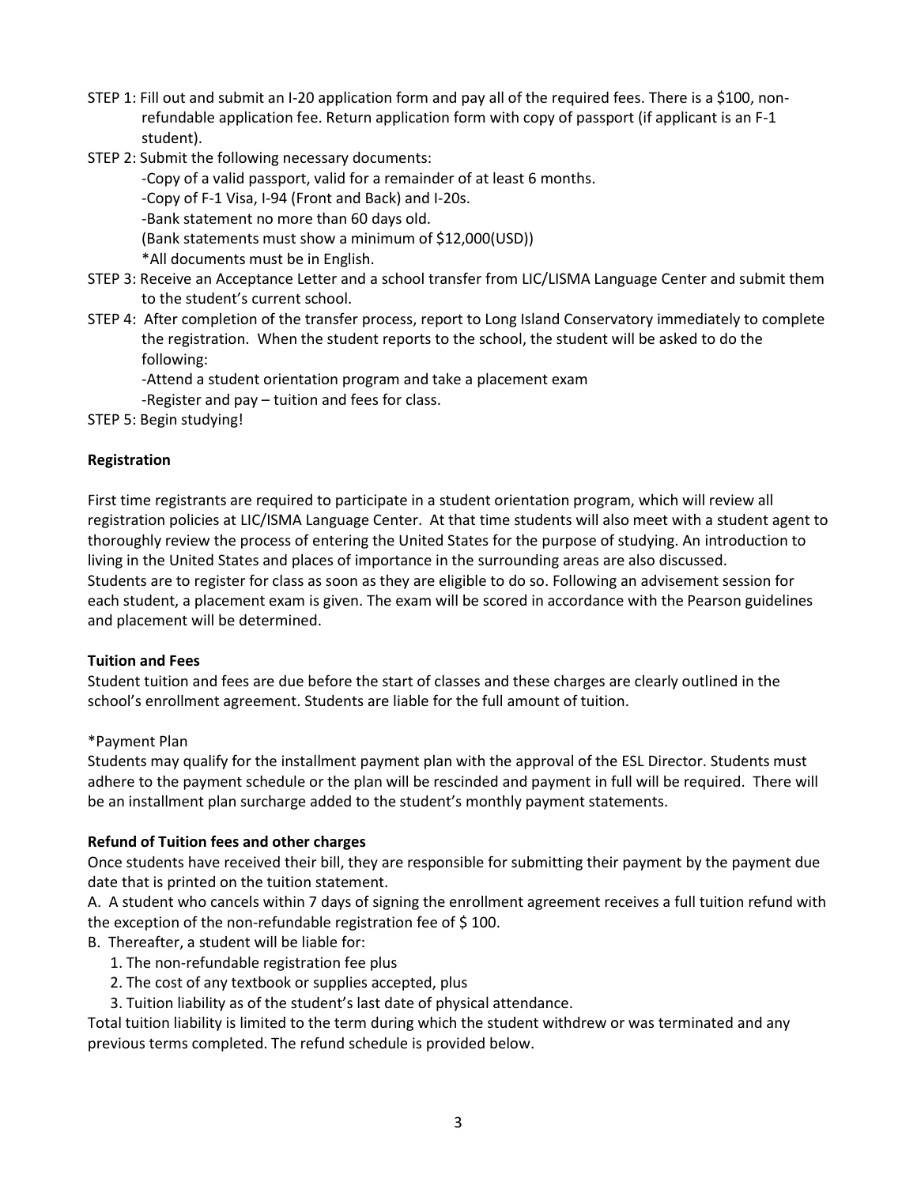STEP 1: Fill out and submit an I-20 application form and pay all of the required fees. There is a $100, non-refundable application fee. Return application form with copy of passport (if applicant is an F-1 student).

STEP 2: Submit the following necessary documents:

- Copy of a valid passport, valid for a remainder of at least 6 months.
- Copy of F-1 Visa, I-94 (Front and Back) and I-20s.
- Bank statement no more than 60 days old.

(Bank statements must show a minimum of $12,000(USD))

*All documents must be in English.

STEP 3: Receive an Acceptance Letter and a school transfer from LIC/LISMA Language Center and submit them to the student's current school.

STEP 4: After completion of the transfer process, report to Long Island Conservatory immediately to complete the registration. When the student reports to the school, the student will be asked to do the following:

- Attend a student orientation program and take a placement exam
- Register and pay – tuition and fees for class.

STEP 5: Begin studying!

**Registration**

First time registrants are required to participate in a student orientation program, which will review all registration policies at LIC/ISMA Language Center. At that time students will also meet with a student agent to thoroughly review the process of entering the United States for the purpose of studying. An introduction to living in the United States and places of importance in the surrounding areas are also discussed.
Students are to register for class as soon as they are eligible to do so. Following an advisement session for each student, a placement exam is given. The exam will be scored in accordance with the Pearson guidelines and placement will be determined.

**Tuition and Fees**

Student tuition and fees are due before the start of classes and these charges are clearly outlined in the school's enrollment agreement. Students are liable for the full amount of tuition.

*Payment Plan

Students may qualify for the installment payment plan with the approval of the ESL Director. Students must adhere to the payment schedule or the plan will be rescinded and payment in full will be required. There will be an installment plan surcharge added to the student's monthly payment statements.

**Refund of Tuition fees and other charges**

Once students have received their bill, they are responsible for submitting their payment by the payment due date that is printed on the tuition statement.

A. A student who cancels within 7 days of signing the enrollment agreement receives a full tuition refund with the exception of the non-refundable registration fee of $ 100.

B. Thereafter, a student will be liable for:

1. The non-refundable registration fee plus
2. The cost of any textbook or supplies accepted, plus
3. Tuition liability as of the student's last date of physical attendance.

Total tuition liability is limited to the term during which the student withdrew or was terminated and any previous terms completed. The refund schedule is provided below.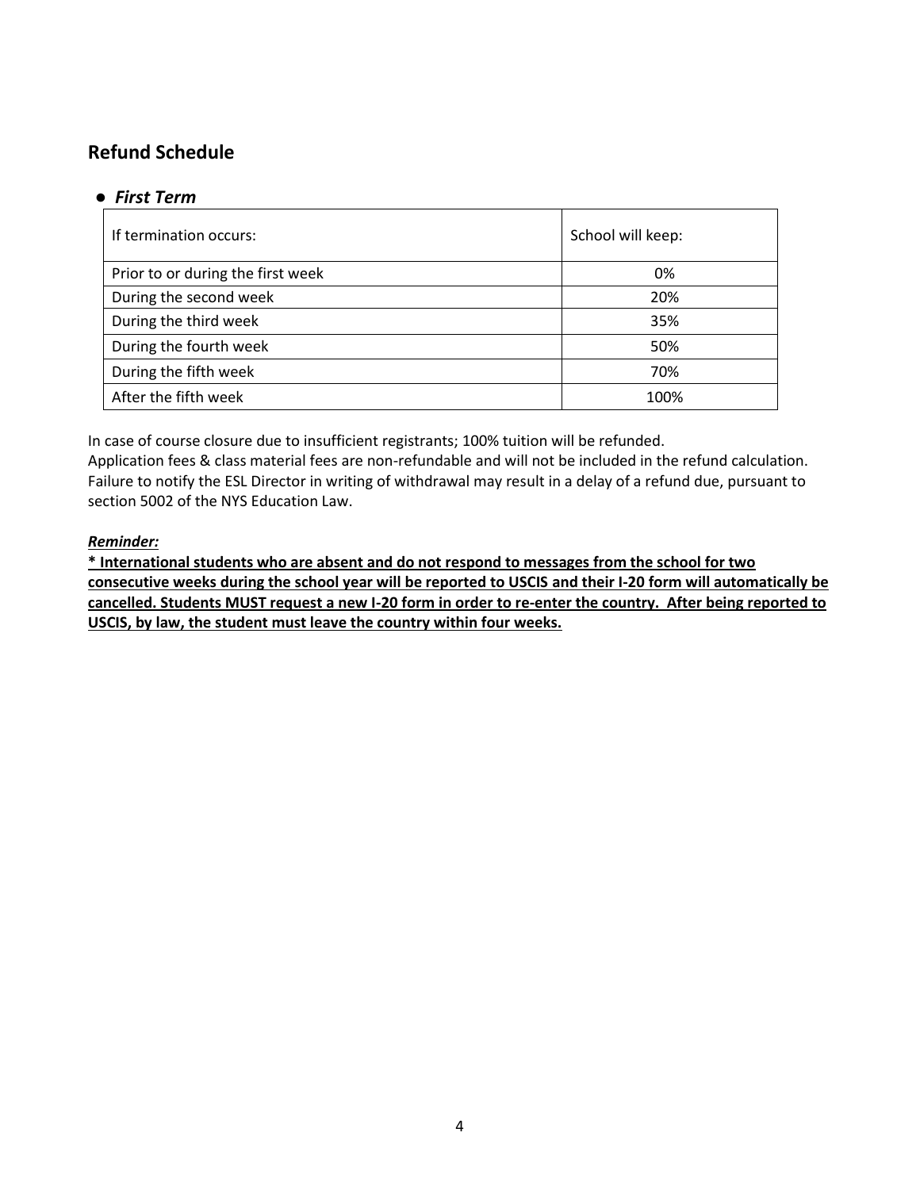## Refund Schedule

- ***First Term***

| If termination occurs: | School will keep: |
|---|---|
| Prior to or during the first week | 0% |
| During the second week | 20% |
| During the third week | 35% |
| During the fourth week | 50% |
| During the fifth week | 70% |
| After the fifth week | 100% |

In case of course closure due to insufficient registrants; 100% tuition will be refunded.
Application fees & class material fees are non-refundable and will not be included in the refund calculation.
Failure to notify the ESL Director in writing of withdrawal may result in a delay of a refund due, pursuant to section 5002 of the NYS Education Law.

***Reminder:***

**\* International students who are absent and do not respond to messages from the school for two consecutive weeks during the school year will be reported to USCIS and their I-20 form will automatically be cancelled. Students MUST request a new I-20 form in order to re-enter the country. After being reported to USCIS, by law, the student must leave the country within four weeks.**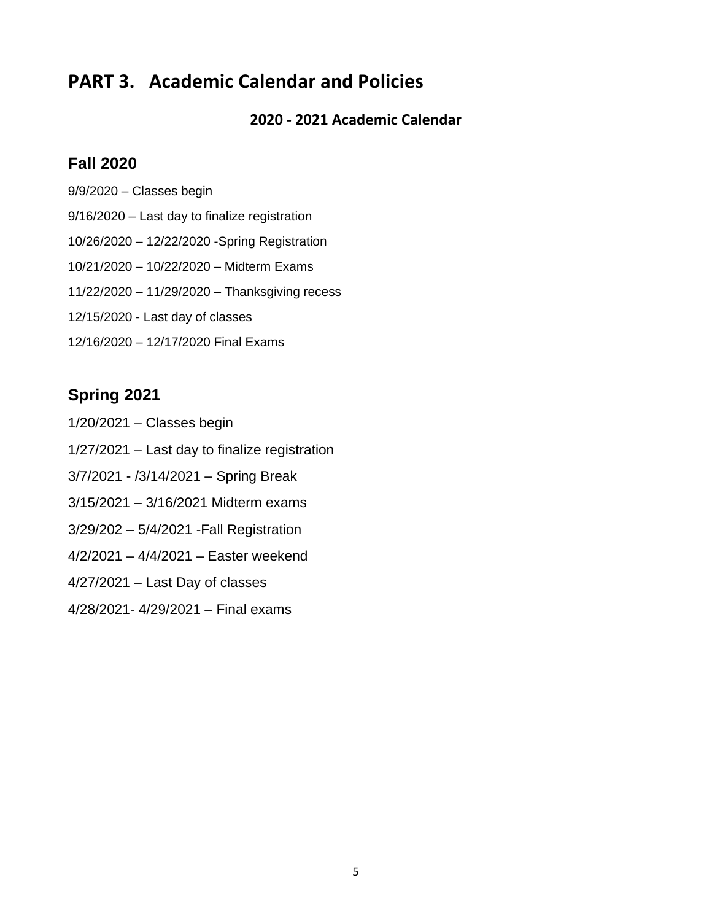# PART 3. Academic Calendar and Policies

### 2020 - 2021 Academic Calendar

## Fall 2020

9/9/2020 – Classes begin

9/16/2020 – Last day to finalize registration

10/26/2020 – 12/22/2020 -Spring Registration

10/21/2020 – 10/22/2020 – Midterm Exams

11/22/2020 – 11/29/2020 – Thanksgiving recess

12/15/2020 - Last day of classes

12/16/2020 – 12/17/2020 Final Exams

## Spring 2021

1/20/2021 – Classes begin

1/27/2021 – Last day to finalize registration

3/7/2021 - /3/14/2021 – Spring Break

3/15/2021 – 3/16/2021 Midterm exams

3/29/202 – 5/4/2021 -Fall Registration

4/2/2021 – 4/4/2021 – Easter weekend

4/27/2021 – Last Day of classes

4/28/2021- 4/29/2021 – Final exams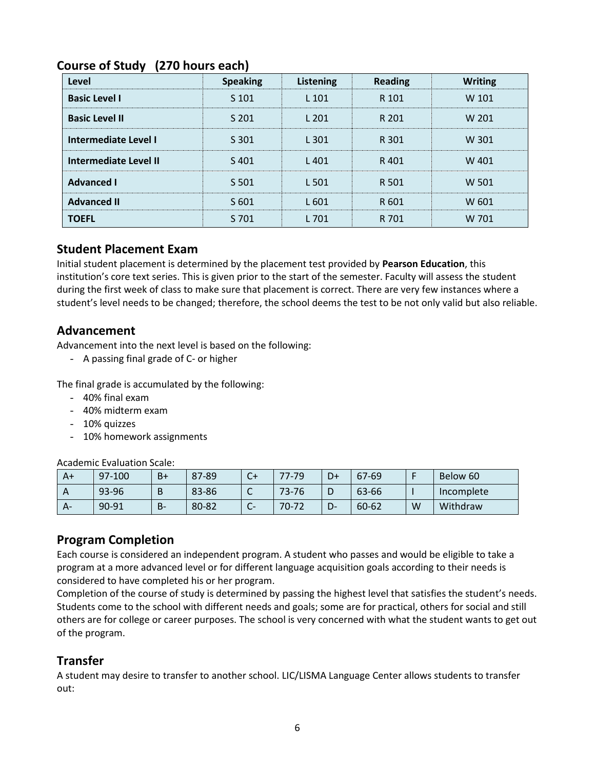## Course of Study (270 hours each)

| Level | Speaking | Listening | Reading | Writing |
|---|---|---|---|---|
| **Basic Level I** | S 101 | L 101 | R 101 | W 101 |
| **Basic Level II** | S 201 | L 201 | R 201 | W 201 |
| **Intermediate Level I** | S 301 | L 301 | R 301 | W 301 |
| **Intermediate Level II** | S 401 | L 401 | R 401 | W 401 |
| **Advanced I** | S 501 | L 501 | R 501 | W 501 |
| **Advanced II** | S 601 | L 601 | R 601 | W 601 |
| **TOEFL** | S 701 | L 701 | R 701 | W 701 |

## Student Placement Exam

Initial student placement is determined by the placement test provided by **Pearson Education**, this institution's core text series. This is given prior to the start of the semester. Faculty will assess the student during the first week of class to make sure that placement is correct. There are very few instances where a student's level needs to be changed; therefore, the school deems the test to be not only valid but also reliable.

## Advancement

Advancement into the next level is based on the following:

- A passing final grade of C- or higher

The final grade is accumulated by the following:

- 40% final exam
- 40% midterm exam
- 10% quizzes
- 10% homework assignments

Academic Evaluation Scale:

| A+ | 97-100 | B+ | 87-89 | C+ | 77-79 | D+ | 67-69 | F | Below 60 |
|---|---|---|---|---|---|---|---|---|---|
| A | 93-96 | B | 83-86 | C | 73-76 | D | 63-66 | I | Incomplete |
| A- | 90-91 | B- | 80-82 | C- | 70-72 | D- | 60-62 | W | Withdraw |

## Program Completion

Each course is considered an independent program. A student who passes and would be eligible to take a program at a more advanced level or for different language acquisition goals according to their needs is considered to have completed his or her program.

Completion of the course of study is determined by passing the highest level that satisfies the student's needs. Students come to the school with different needs and goals; some are for practical, others for social and still others are for college or career purposes. The school is very concerned with what the student wants to get out of the program.

## Transfer

A student may desire to transfer to another school. LIC/LISMA Language Center allows students to transfer out: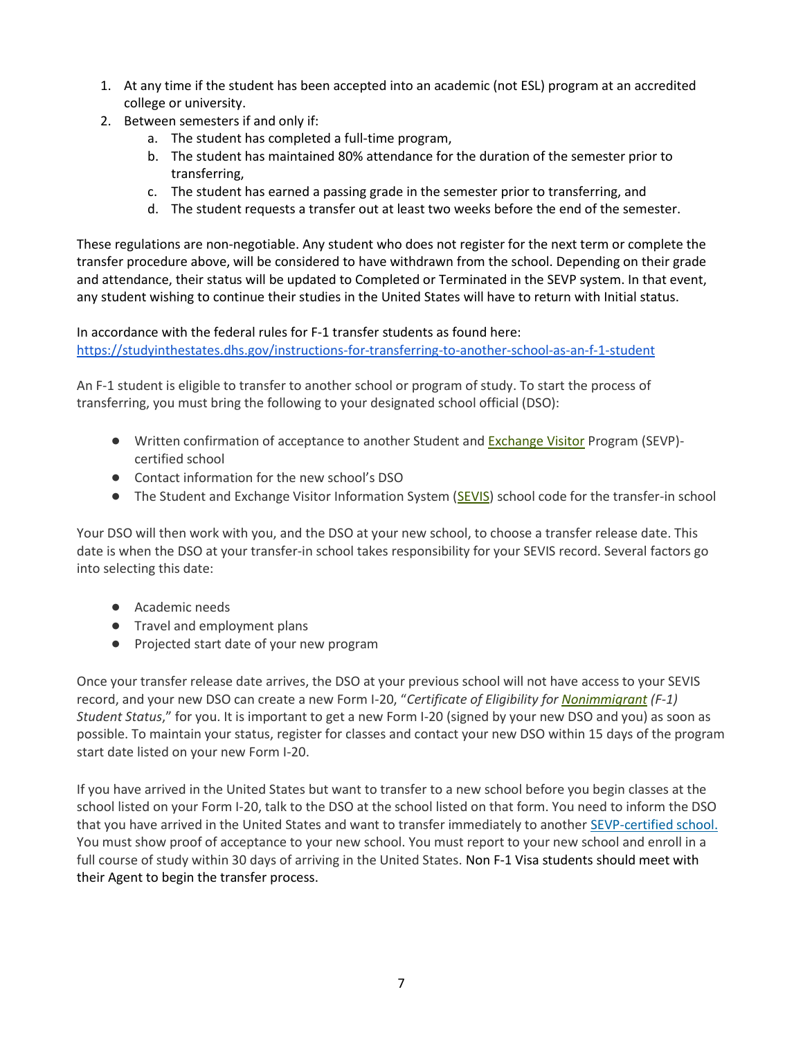1. At any time if the student has been accepted into an academic (not ESL) program at an accredited college or university.
2. Between semesters if and only if:
    a. The student has completed a full-time program,
    b. The student has maintained 80% attendance for the duration of the semester prior to transferring,
    c. The student has earned a passing grade in the semester prior to transferring, and
    d. The student requests a transfer out at least two weeks before the end of the semester.

These regulations are non-negotiable. Any student who does not register for the next term or complete the transfer procedure above, will be considered to have withdrawn from the school. Depending on their grade and attendance, their status will be updated to Completed or Terminated in the SEVP system. In that event, any student wishing to continue their studies in the United States will have to return with Initial status.

In accordance with the federal rules for F-1 transfer students as found here:
https://studyinthestates.dhs.gov/instructions-for-transferring-to-another-school-as-an-f-1-student

An F-1 student is eligible to transfer to another school or program of study. To start the process of transferring, you must bring the following to your designated school official (DSO):

- Written confirmation of acceptance to another Student and Exchange Visitor Program (SEVP)-certified school
- Contact information for the new school's DSO
- The Student and Exchange Visitor Information System (SEVIS) school code for the transfer-in school

Your DSO will then work with you, and the DSO at your new school, to choose a transfer release date. This date is when the DSO at your transfer-in school takes responsibility for your SEVIS record. Several factors go into selecting this date:

- Academic needs
- Travel and employment plans
- Projected start date of your new program

Once your transfer release date arrives, the DSO at your previous school will not have access to your SEVIS record, and your new DSO can create a new Form I-20, "*Certificate of Eligibility for Nonimmigrant (F-1) Student Status*," for you. It is important to get a new Form I-20 (signed by your new DSO and you) as soon as possible. To maintain your status, register for classes and contact your new DSO within 15 days of the program start date listed on your new Form I-20.

If you have arrived in the United States but want to transfer to a new school before you begin classes at the school listed on your Form I-20, talk to the DSO at the school listed on that form. You need to inform the DSO that you have arrived in the United States and want to transfer immediately to another SEVP-certified school. You must show proof of acceptance to your new school. You must report to your new school and enroll in a full course of study within 30 days of arriving in the United States. Non F-1 Visa students should meet with their Agent to begin the transfer process.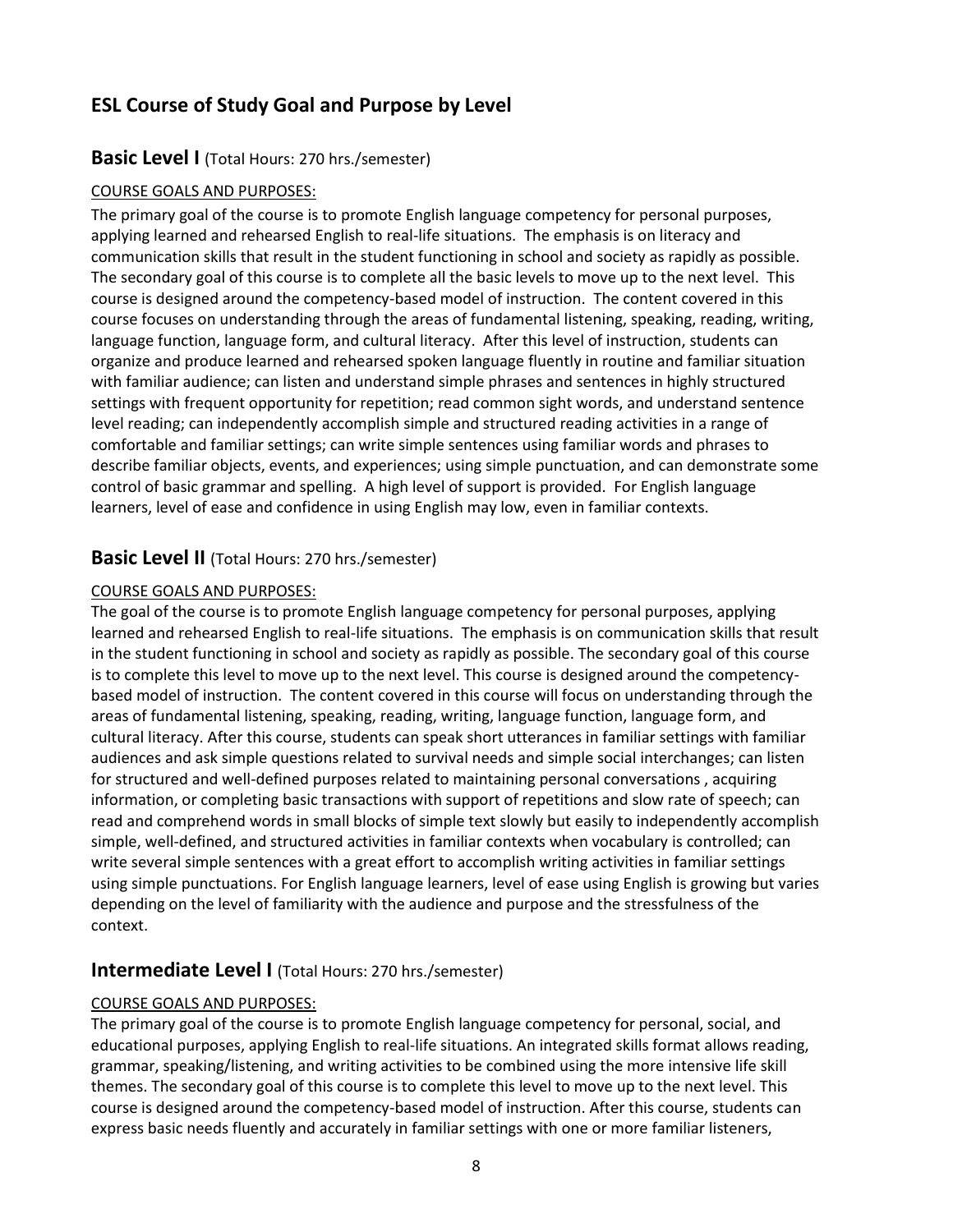## ESL Course of Study Goal and Purpose by Level

### **Basic Level I** (Total Hours: 270 hrs./semester)

COURSE GOALS AND PURPOSES:

The primary goal of the course is to promote English language competency for personal purposes, applying learned and rehearsed English to real-life situations. The emphasis is on literacy and communication skills that result in the student functioning in school and society as rapidly as possible. The secondary goal of this course is to complete all the basic levels to move up to the next level. This course is designed around the competency-based model of instruction. The content covered in this course focuses on understanding through the areas of fundamental listening, speaking, reading, writing, language function, language form, and cultural literacy. After this level of instruction, students can organize and produce learned and rehearsed spoken language fluently in routine and familiar situation with familiar audience; can listen and understand simple phrases and sentences in highly structured settings with frequent opportunity for repetition; read common sight words, and understand sentence level reading; can independently accomplish simple and structured reading activities in a range of comfortable and familiar settings; can write simple sentences using familiar words and phrases to describe familiar objects, events, and experiences; using simple punctuation, and can demonstrate some control of basic grammar and spelling. A high level of support is provided. For English language learners, level of ease and confidence in using English may low, even in familiar contexts.

### **Basic Level II** (Total Hours: 270 hrs./semester)

COURSE GOALS AND PURPOSES:

The goal of the course is to promote English language competency for personal purposes, applying learned and rehearsed English to real-life situations. The emphasis is on communication skills that result in the student functioning in school and society as rapidly as possible. The secondary goal of this course is to complete this level to move up to the next level. This course is designed around the competency-based model of instruction. The content covered in this course will focus on understanding through the areas of fundamental listening, speaking, reading, writing, language function, language form, and cultural literacy. After this course, students can speak short utterances in familiar settings with familiar audiences and ask simple questions related to survival needs and simple social interchanges; can listen for structured and well-defined purposes related to maintaining personal conversations , acquiring information, or completing basic transactions with support of repetitions and slow rate of speech; can read and comprehend words in small blocks of simple text slowly but easily to independently accomplish simple, well-defined, and structured activities in familiar contexts when vocabulary is controlled; can write several simple sentences with a great effort to accomplish writing activities in familiar settings using simple punctuations. For English language learners, level of ease using English is growing but varies depending on the level of familiarity with the audience and purpose and the stressfulness of the context.

### **Intermediate Level I** (Total Hours: 270 hrs./semester)

COURSE GOALS AND PURPOSES:

The primary goal of the course is to promote English language competency for personal, social, and educational purposes, applying English to real-life situations. An integrated skills format allows reading, grammar, speaking/listening, and writing activities to be combined using the more intensive life skill themes. The secondary goal of this course is to complete this level to move up to the next level. This course is designed around the competency-based model of instruction. After this course, students can express basic needs fluently and accurately in familiar settings with one or more familiar listeners,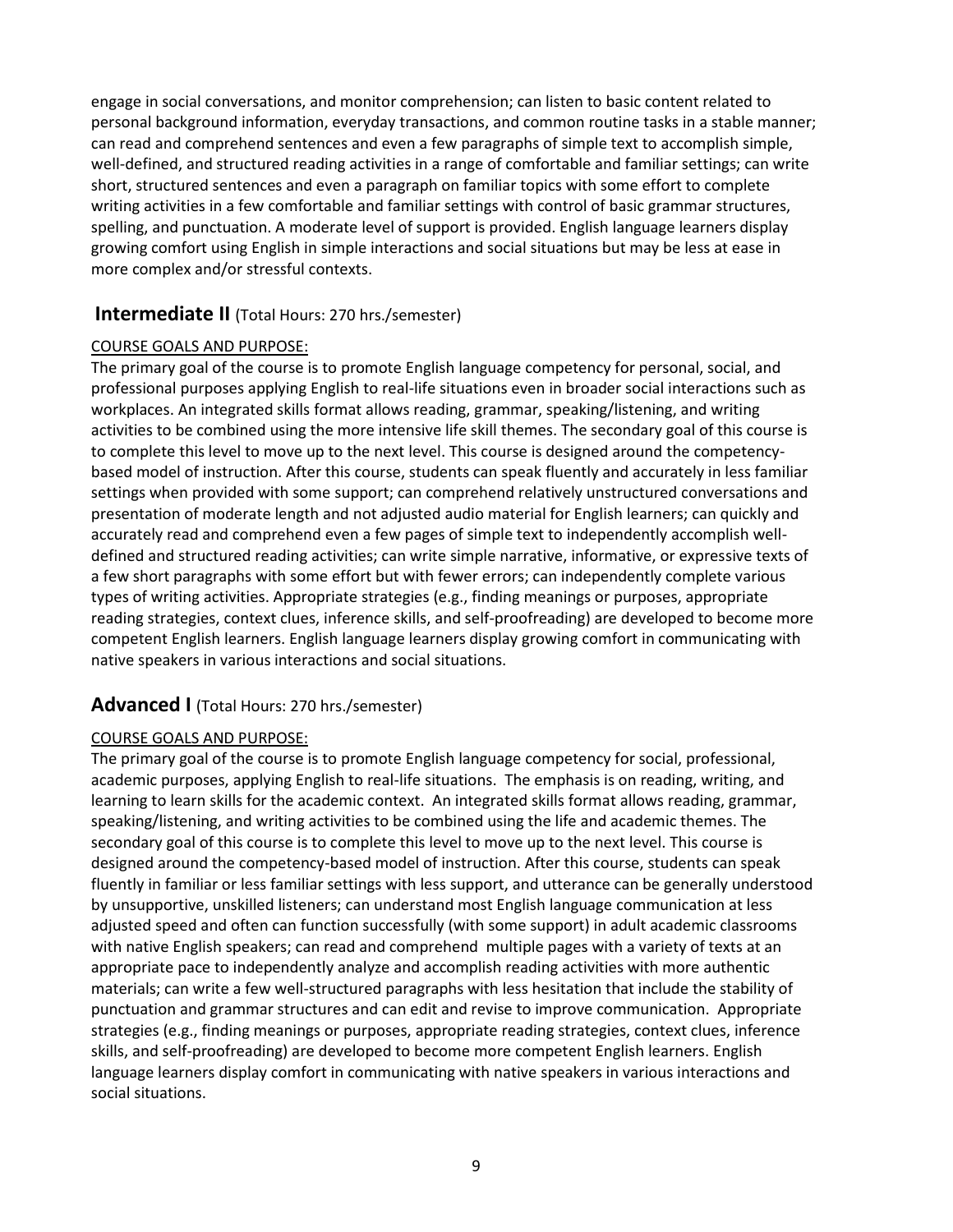engage in social conversations, and monitor comprehension; can listen to basic content related to personal background information, everyday transactions, and common routine tasks in a stable manner; can read and comprehend sentences and even a few paragraphs of simple text to accomplish simple, well-defined, and structured reading activities in a range of comfortable and familiar settings; can write short, structured sentences and even a paragraph on familiar topics with some effort to complete writing activities in a few comfortable and familiar settings with control of basic grammar structures, spelling, and punctuation. A moderate level of support is provided. English language learners display growing comfort using English in simple interactions and social situations but may be less at ease in more complex and/or stressful contexts.

## **Intermediate II** (Total Hours: 270 hrs./semester)

COURSE GOALS AND PURPOSE:

The primary goal of the course is to promote English language competency for personal, social, and professional purposes applying English to real-life situations even in broader social interactions such as workplaces. An integrated skills format allows reading, grammar, speaking/listening, and writing activities to be combined using the more intensive life skill themes. The secondary goal of this course is to complete this level to move up to the next level. This course is designed around the competency-based model of instruction. After this course, students can speak fluently and accurately in less familiar settings when provided with some support; can comprehend relatively unstructured conversations and presentation of moderate length and not adjusted audio material for English learners; can quickly and accurately read and comprehend even a few pages of simple text to independently accomplish well-defined and structured reading activities; can write simple narrative, informative, or expressive texts of a few short paragraphs with some effort but with fewer errors; can independently complete various types of writing activities. Appropriate strategies (e.g., finding meanings or purposes, appropriate reading strategies, context clues, inference skills, and self-proofreading) are developed to become more competent English learners. English language learners display growing comfort in communicating with native speakers in various interactions and social situations.

## **Advanced I** (Total Hours: 270 hrs./semester)

COURSE GOALS AND PURPOSE:

The primary goal of the course is to promote English language competency for social, professional, academic purposes, applying English to real-life situations. The emphasis is on reading, writing, and learning to learn skills for the academic context. An integrated skills format allows reading, grammar, speaking/listening, and writing activities to be combined using the life and academic themes. The secondary goal of this course is to complete this level to move up to the next level. This course is designed around the competency-based model of instruction. After this course, students can speak fluently in familiar or less familiar settings with less support, and utterance can be generally understood by unsupportive, unskilled listeners; can understand most English language communication at less adjusted speed and often can function successfully (with some support) in adult academic classrooms with native English speakers; can read and comprehend multiple pages with a variety of texts at an appropriate pace to independently analyze and accomplish reading activities with more authentic materials; can write a few well-structured paragraphs with less hesitation that include the stability of punctuation and grammar structures and can edit and revise to improve communication. Appropriate strategies (e.g., finding meanings or purposes, appropriate reading strategies, context clues, inference skills, and self-proofreading) are developed to become more competent English learners. English language learners display comfort in communicating with native speakers in various interactions and social situations.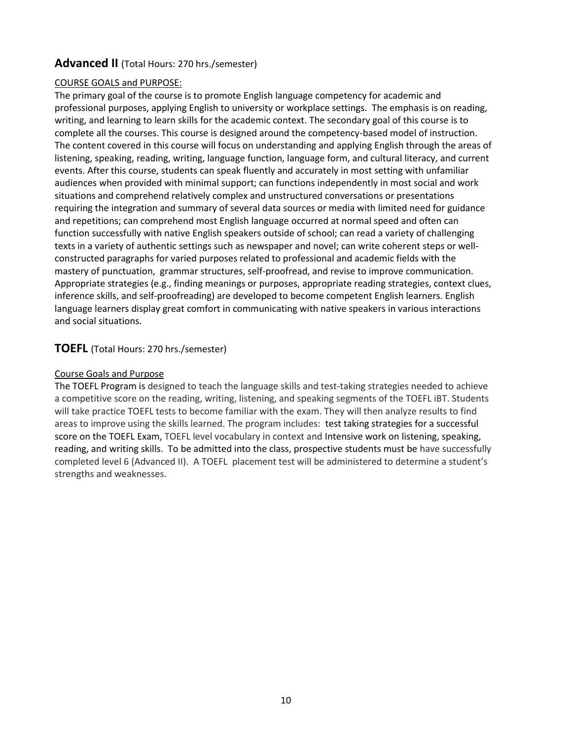## **Advanced II** (Total Hours: 270 hrs./semester)

COURSE GOALS and PURPOSE:

The primary goal of the course is to promote English language competency for academic and professional purposes, applying English to university or workplace settings. The emphasis is on reading, writing, and learning to learn skills for the academic context. The secondary goal of this course is to complete all the courses. This course is designed around the competency-based model of instruction. The content covered in this course will focus on understanding and applying English through the areas of listening, speaking, reading, writing, language function, language form, and cultural literacy, and current events. After this course, students can speak fluently and accurately in most setting with unfamiliar audiences when provided with minimal support; can functions independently in most social and work situations and comprehend relatively complex and unstructured conversations or presentations requiring the integration and summary of several data sources or media with limited need for guidance and repetitions; can comprehend most English language occurred at normal speed and often can function successfully with native English speakers outside of school; can read a variety of challenging texts in a variety of authentic settings such as newspaper and novel; can write coherent steps or well-constructed paragraphs for varied purposes related to professional and academic fields with the mastery of punctuation, grammar structures, self-proofread, and revise to improve communication. Appropriate strategies (e.g., finding meanings or purposes, appropriate reading strategies, context clues, inference skills, and self-proofreading) are developed to become competent English learners. English language learners display great comfort in communicating with native speakers in various interactions and social situations.

## **TOEFL** (Total Hours: 270 hrs./semester)

Course Goals and Purpose

The TOEFL Program is designed to teach the language skills and test-taking strategies needed to achieve a competitive score on the reading, writing, listening, and speaking segments of the TOEFL iBT. Students will take practice TOEFL tests to become familiar with the exam. They will then analyze results to find areas to improve using the skills learned. The program includes: test taking strategies for a successful score on the TOEFL Exam, TOEFL level vocabulary in context and Intensive work on listening, speaking, reading, and writing skills. To be admitted into the class, prospective students must be have successfully completed level 6 (Advanced II). A TOEFL placement test will be administered to determine a student's strengths and weaknesses.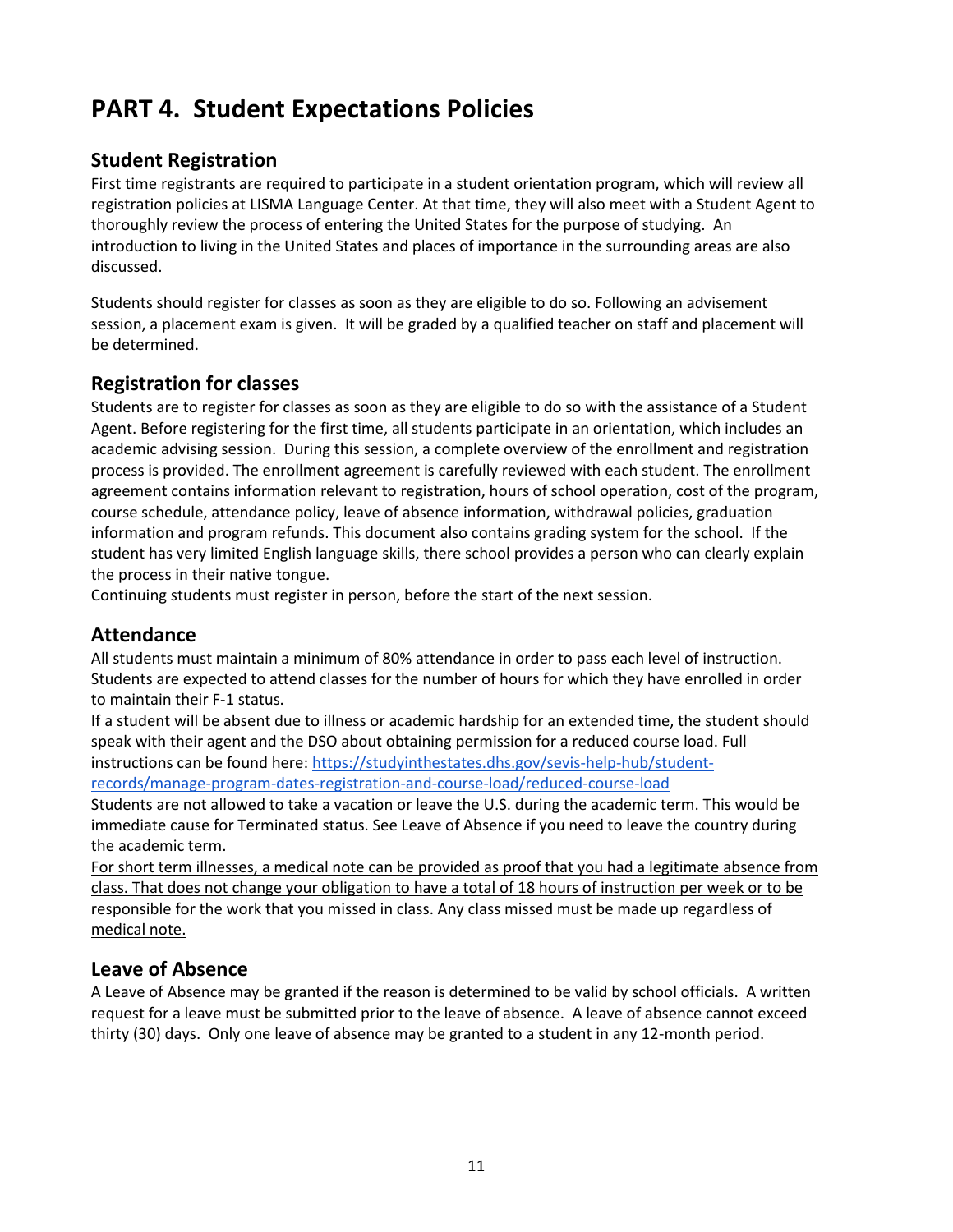# PART 4. Student Expectations Policies

## Student Registration

First time registrants are required to participate in a student orientation program, which will review all registration policies at LISMA Language Center. At that time, they will also meet with a Student Agent to thoroughly review the process of entering the United States for the purpose of studying. An introduction to living in the United States and places of importance in the surrounding areas are also discussed.

Students should register for classes as soon as they are eligible to do so. Following an advisement session, a placement exam is given. It will be graded by a qualified teacher on staff and placement will be determined.

## Registration for classes

Students are to register for classes as soon as they are eligible to do so with the assistance of a Student Agent. Before registering for the first time, all students participate in an orientation, which includes an academic advising session. During this session, a complete overview of the enrollment and registration process is provided. The enrollment agreement is carefully reviewed with each student. The enrollment agreement contains information relevant to registration, hours of school operation, cost of the program, course schedule, attendance policy, leave of absence information, withdrawal policies, graduation information and program refunds. This document also contains grading system for the school. If the student has very limited English language skills, there school provides a person who can clearly explain the process in their native tongue.

Continuing students must register in person, before the start of the next session.

## Attendance

All students must maintain a minimum of 80% attendance in order to pass each level of instruction. Students are expected to attend classes for the number of hours for which they have enrolled in order to maintain their F-1 status.

If a student will be absent due to illness or academic hardship for an extended time, the student should speak with their agent and the DSO about obtaining permission for a reduced course load. Full instructions can be found here: [https://studyinthestates.dhs.gov/sevis-help-hub/student-records/manage-program-dates-registration-and-course-load/reduced-course-load](https://studyinthestates.dhs.gov/sevis-help-hub/student-records/manage-program-dates-registration-and-course-load/reduced-course-load)

Students are not allowed to take a vacation or leave the U.S. during the academic term. This would be immediate cause for Terminated status. See Leave of Absence if you need to leave the country during the academic term.

<u>For short term illnesses, a medical note can be provided as proof that you had a legitimate absence from class. That does not change your obligation to have a total of 18 hours of instruction per week or to be responsible for the work that you missed in class. Any class missed must be made up regardless of medical note.</u>

## Leave of Absence

A Leave of Absence may be granted if the reason is determined to be valid by school officials. A written request for a leave must be submitted prior to the leave of absence. A leave of absence cannot exceed thirty (30) days. Only one leave of absence may be granted to a student in any 12-month period.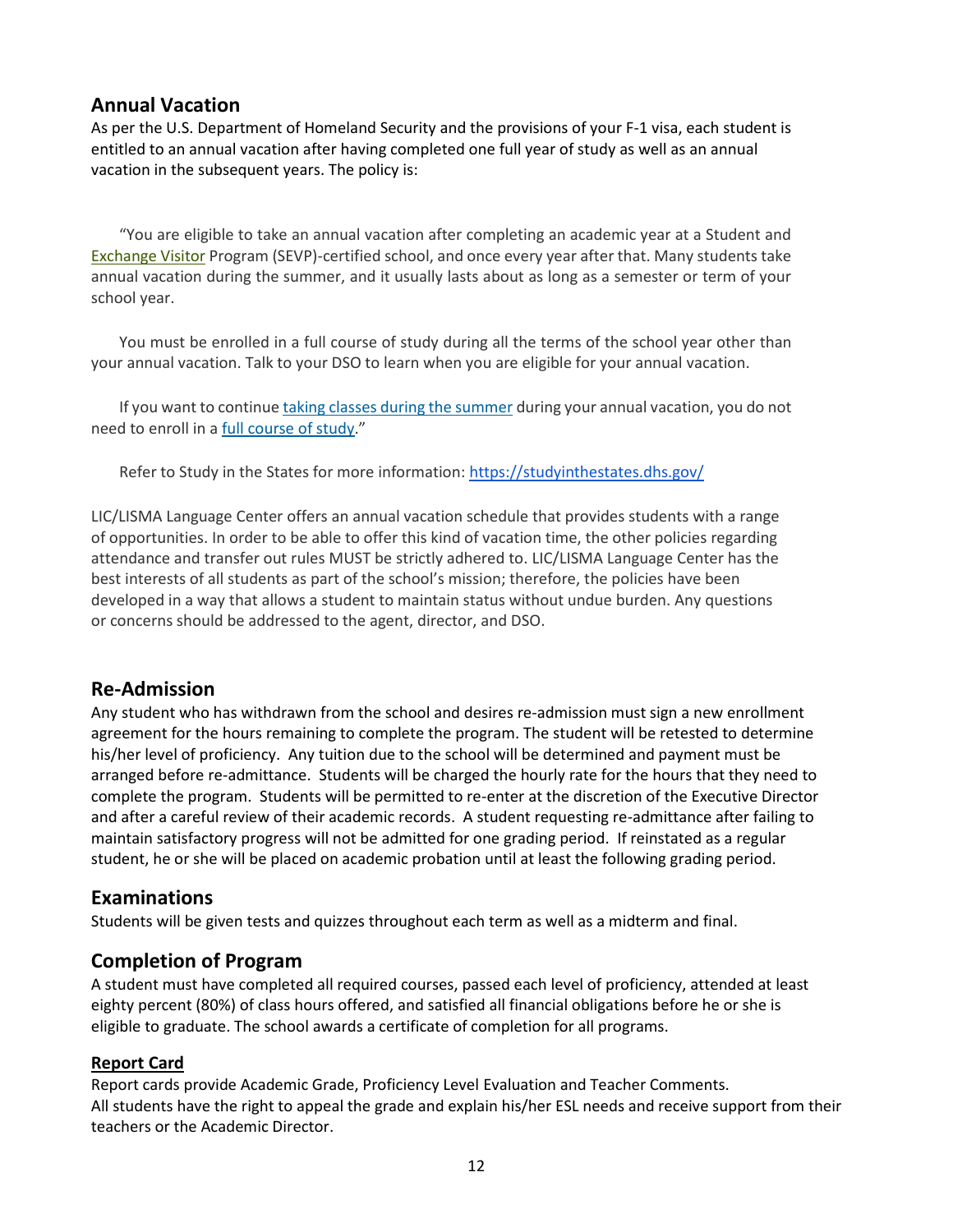## Annual Vacation

As per the U.S. Department of Homeland Security and the provisions of your F-1 visa, each student is entitled to an annual vacation after having completed one full year of study as well as an annual vacation in the subsequent years. The policy is:

> "You are eligible to take an annual vacation after completing an academic year at a Student and Exchange Visitor Program (SEVP)-certified school, and once every year after that. Many students take annual vacation during the summer, and it usually lasts about as long as a semester or term of your school year.
>
> You must be enrolled in a full course of study during all the terms of the school year other than your annual vacation. Talk to your DSO to learn when you are eligible for your annual vacation.
>
> If you want to continue taking classes during the summer during your annual vacation, you do not need to enroll in a full course of study."
>
> Refer to Study in the States for more information: https://studyinthestates.dhs.gov/

LIC/LISMA Language Center offers an annual vacation schedule that provides students with a range of opportunities. In order to be able to offer this kind of vacation time, the other policies regarding attendance and transfer out rules MUST be strictly adhered to. LIC/LISMA Language Center has the best interests of all students as part of the school's mission; therefore, the policies have been developed in a way that allows a student to maintain status without undue burden. Any questions or concerns should be addressed to the agent, director, and DSO.

## Re-Admission

Any student who has withdrawn from the school and desires re-admission must sign a new enrollment agreement for the hours remaining to complete the program. The student will be retested to determine his/her level of proficiency. Any tuition due to the school will be determined and payment must be arranged before re-admittance. Students will be charged the hourly rate for the hours that they need to complete the program. Students will be permitted to re-enter at the discretion of the Executive Director and after a careful review of their academic records. A student requesting re-admittance after failing to maintain satisfactory progress will not be admitted for one grading period. If reinstated as a regular student, he or she will be placed on academic probation until at least the following grading period.

## Examinations

Students will be given tests and quizzes throughout each term as well as a midterm and final.

## Completion of Program

A student must have completed all required courses, passed each level of proficiency, attended at least eighty percent (80%) of class hours offered, and satisfied all financial obligations before he or she is eligible to graduate. The school awards a certificate of completion for all programs.

### **Report Card**

Report cards provide Academic Grade, Proficiency Level Evaluation and Teacher Comments.
All students have the right to appeal the grade and explain his/her ESL needs and receive support from their teachers or the Academic Director.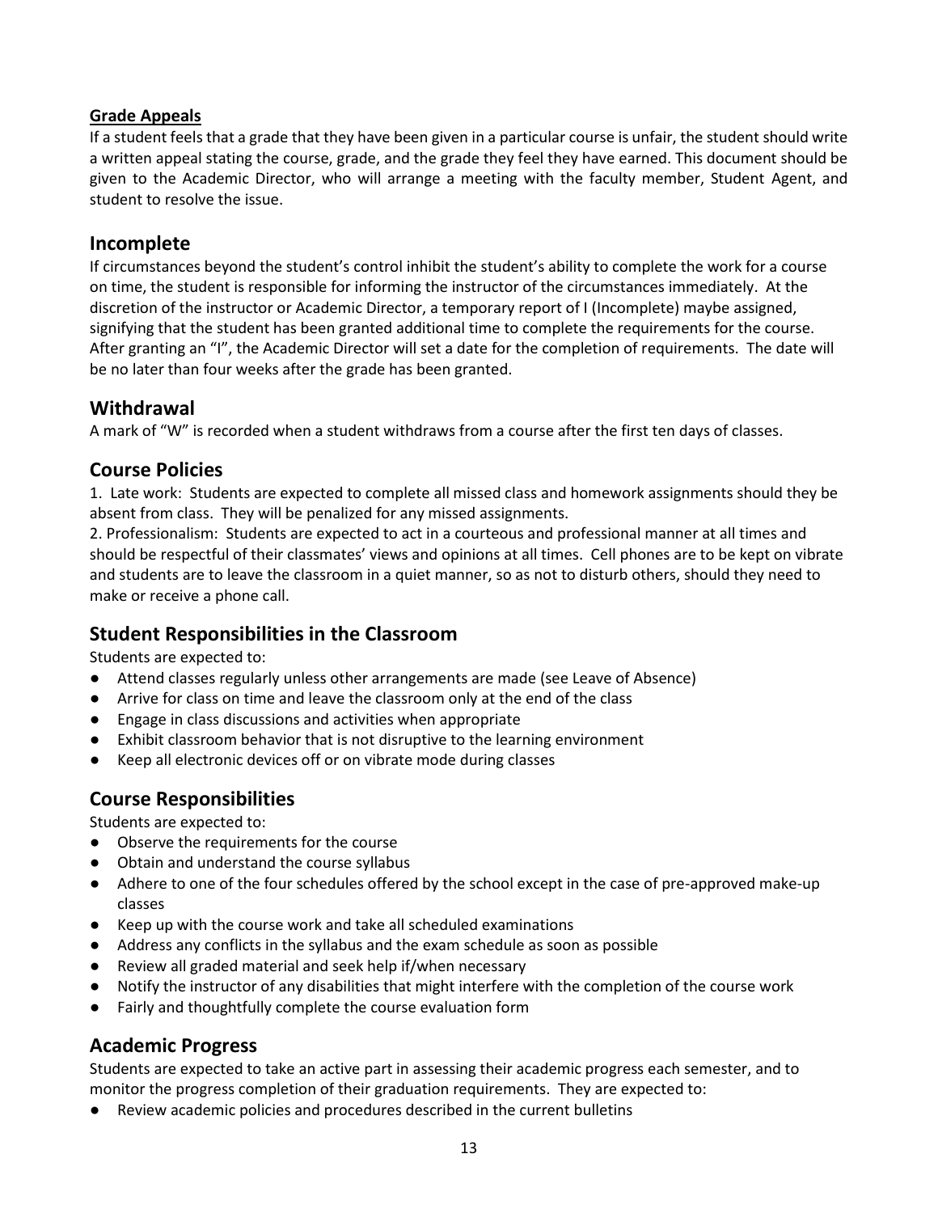**Grade Appeals**

If a student feels that a grade that they have been given in a particular course is unfair, the student should write a written appeal stating the course, grade, and the grade they feel they have earned. This document should be given to the Academic Director, who will arrange a meeting with the faculty member, Student Agent, and student to resolve the issue.

## Incomplete

If circumstances beyond the student's control inhibit the student's ability to complete the work for a course on time, the student is responsible for informing the instructor of the circumstances immediately. At the discretion of the instructor or Academic Director, a temporary report of I (Incomplete) maybe assigned, signifying that the student has been granted additional time to complete the requirements for the course. After granting an "I", the Academic Director will set a date for the completion of requirements. The date will be no later than four weeks after the grade has been granted.

## Withdrawal

A mark of "W" is recorded when a student withdraws from a course after the first ten days of classes.

## Course Policies

1. Late work: Students are expected to complete all missed class and homework assignments should they be absent from class. They will be penalized for any missed assignments.
2. Professionalism: Students are expected to act in a courteous and professional manner at all times and should be respectful of their classmates' views and opinions at all times. Cell phones are to be kept on vibrate and students are to leave the classroom in a quiet manner, so as not to disturb others, should they need to make or receive a phone call.

## Student Responsibilities in the Classroom

Students are expected to:

- Attend classes regularly unless other arrangements are made (see Leave of Absence)
- Arrive for class on time and leave the classroom only at the end of the class
- Engage in class discussions and activities when appropriate
- Exhibit classroom behavior that is not disruptive to the learning environment
- Keep all electronic devices off or on vibrate mode during classes

## Course Responsibilities

Students are expected to:

- Observe the requirements for the course
- Obtain and understand the course syllabus
- Adhere to one of the four schedules offered by the school except in the case of pre-approved make-up classes
- Keep up with the course work and take all scheduled examinations
- Address any conflicts in the syllabus and the exam schedule as soon as possible
- Review all graded material and seek help if/when necessary
- Notify the instructor of any disabilities that might interfere with the completion of the course work
- Fairly and thoughtfully complete the course evaluation form

## Academic Progress

Students are expected to take an active part in assessing their academic progress each semester, and to monitor the progress completion of their graduation requirements. They are expected to:

- Review academic policies and procedures described in the current bulletins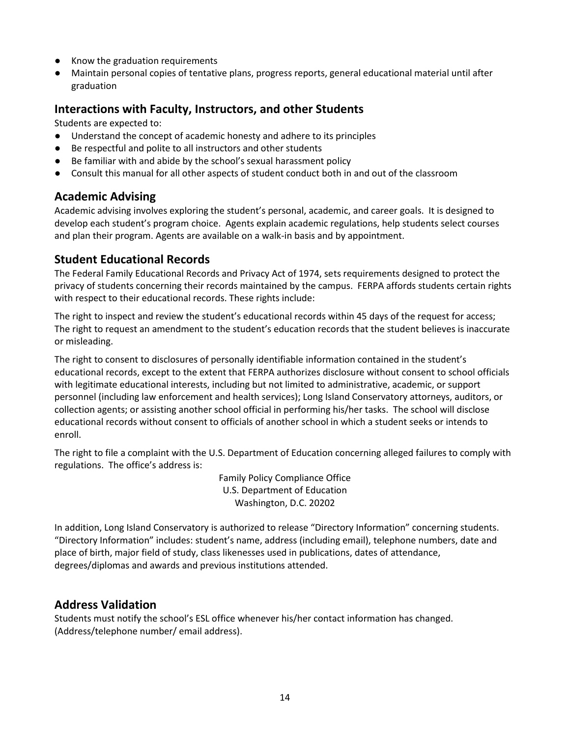- Know the graduation requirements
- Maintain personal copies of tentative plans, progress reports, general educational material until after graduation

## Interactions with Faculty, Instructors, and other Students

Students are expected to:

- Understand the concept of academic honesty and adhere to its principles
- Be respectful and polite to all instructors and other students
- Be familiar with and abide by the school's sexual harassment policy
- Consult this manual for all other aspects of student conduct both in and out of the classroom

## Academic Advising

Academic advising involves exploring the student's personal, academic, and career goals. It is designed to develop each student's program choice. Agents explain academic regulations, help students select courses and plan their program. Agents are available on a walk-in basis and by appointment.

## Student Educational Records

The Federal Family Educational Records and Privacy Act of 1974, sets requirements designed to protect the privacy of students concerning their records maintained by the campus. FERPA affords students certain rights with respect to their educational records. These rights include:

The right to inspect and review the student's educational records within 45 days of the request for access; The right to request an amendment to the student's education records that the student believes is inaccurate or misleading.

The right to consent to disclosures of personally identifiable information contained in the student's educational records, except to the extent that FERPA authorizes disclosure without consent to school officials with legitimate educational interests, including but not limited to administrative, academic, or support personnel (including law enforcement and health services); Long Island Conservatory attorneys, auditors, or collection agents; or assisting another school official in performing his/her tasks. The school will disclose educational records without consent to officials of another school in which a student seeks or intends to enroll.

The right to file a complaint with the U.S. Department of Education concerning alleged failures to comply with regulations. The office's address is:

Family Policy Compliance Office
U.S. Department of Education
Washington, D.C. 20202

In addition, Long Island Conservatory is authorized to release "Directory Information" concerning students. "Directory Information" includes: student's name, address (including email), telephone numbers, date and place of birth, major field of study, class likenesses used in publications, dates of attendance, degrees/diplomas and awards and previous institutions attended.

## Address Validation

Students must notify the school's ESL office whenever his/her contact information has changed. (Address/telephone number/ email address).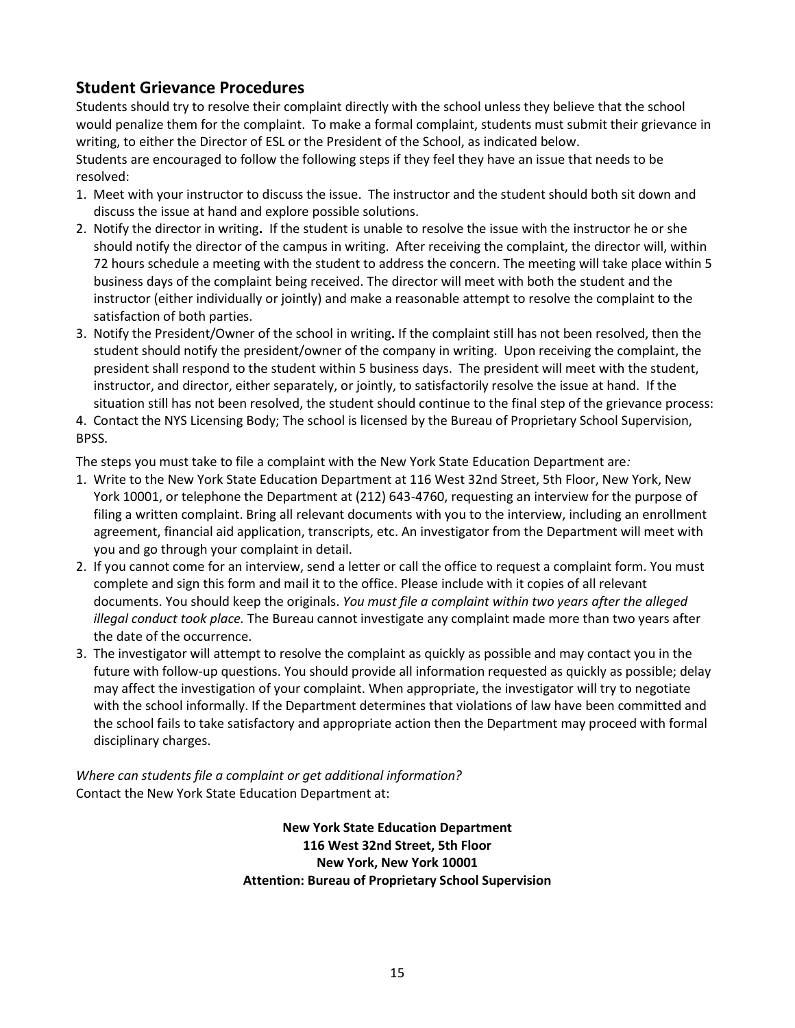## Student Grievance Procedures

Students should try to resolve their complaint directly with the school unless they believe that the school would penalize them for the complaint. To make a formal complaint, students must submit their grievance in writing, to either the Director of ESL or the President of the School, as indicated below.

Students are encouraged to follow the following steps if they feel they have an issue that needs to be resolved:

1. Meet with your instructor to discuss the issue. The instructor and the student should both sit down and discuss the issue at hand and explore possible solutions.
2. Notify the director in writing**.** If the student is unable to resolve the issue with the instructor he or she should notify the director of the campus in writing. After receiving the complaint, the director will, within 72 hours schedule a meeting with the student to address the concern. The meeting will take place within 5 business days of the complaint being received. The director will meet with both the student and the instructor (either individually or jointly) and make a reasonable attempt to resolve the complaint to the satisfaction of both parties.
3. Notify the President/Owner of the school in writing**.** If the complaint still has not been resolved, then the student should notify the president/owner of the company in writing. Upon receiving the complaint, the president shall respond to the student within 5 business days. The president will meet with the student, instructor, and director, either separately, or jointly, to satisfactorily resolve the issue at hand. If the situation still has not been resolved, the student should continue to the final step of the grievance process:
4. Contact the NYS Licensing Body; The school is licensed by the Bureau of Proprietary School Supervision, BPSS.

The steps you must take to file a complaint with the New York State Education Department are*:*

1. Write to the New York State Education Department at 116 West 32nd Street, 5th Floor, New York, New York 10001, or telephone the Department at (212) 643-4760, requesting an interview for the purpose of filing a written complaint. Bring all relevant documents with you to the interview, including an enrollment agreement, financial aid application, transcripts, etc. An investigator from the Department will meet with you and go through your complaint in detail.
2. If you cannot come for an interview, send a letter or call the office to request a complaint form. You must complete and sign this form and mail it to the office. Please include with it copies of all relevant documents. You should keep the originals. *You must file a complaint within two years after the alleged illegal conduct took place.* The Bureau cannot investigate any complaint made more than two years after the date of the occurrence.
3. The investigator will attempt to resolve the complaint as quickly as possible and may contact you in the future with follow-up questions. You should provide all information requested as quickly as possible; delay may affect the investigation of your complaint. When appropriate, the investigator will try to negotiate with the school informally. If the Department determines that violations of law have been committed and the school fails to take satisfactory and appropriate action then the Department may proceed with formal disciplinary charges.

*Where can students file a complaint or get additional information?*
Contact the New York State Education Department at:

**New York State Education Department**
**116 West 32nd Street, 5th Floor**
**New York, New York 10001**
**Attention: Bureau of Proprietary School Supervision**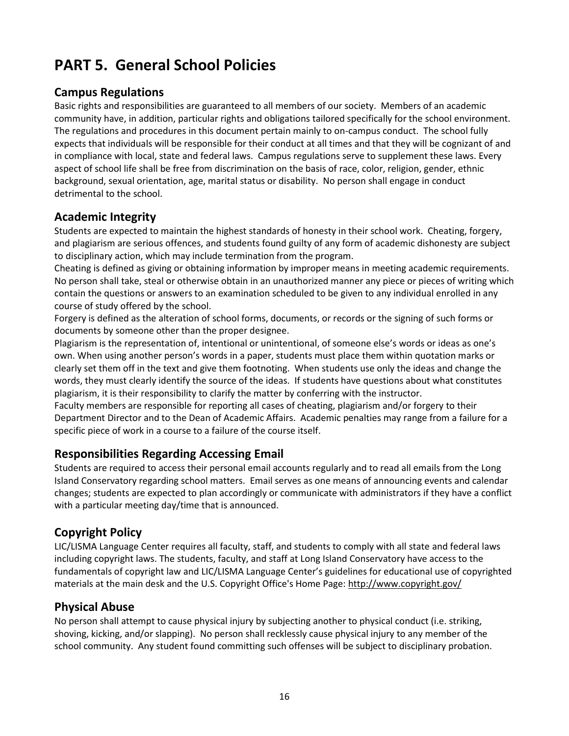# PART 5. General School Policies

## Campus Regulations

Basic rights and responsibilities are guaranteed to all members of our society. Members of an academic community have, in addition, particular rights and obligations tailored specifically for the school environment. The regulations and procedures in this document pertain mainly to on-campus conduct. The school fully expects that individuals will be responsible for their conduct at all times and that they will be cognizant of and in compliance with local, state and federal laws. Campus regulations serve to supplement these laws. Every aspect of school life shall be free from discrimination on the basis of race, color, religion, gender, ethnic background, sexual orientation, age, marital status or disability. No person shall engage in conduct detrimental to the school.

## Academic Integrity

Students are expected to maintain the highest standards of honesty in their school work. Cheating, forgery, and plagiarism are serious offences, and students found guilty of any form of academic dishonesty are subject to disciplinary action, which may include termination from the program.

Cheating is defined as giving or obtaining information by improper means in meeting academic requirements. No person shall take, steal or otherwise obtain in an unauthorized manner any piece or pieces of writing which contain the questions or answers to an examination scheduled to be given to any individual enrolled in any course of study offered by the school.

Forgery is defined as the alteration of school forms, documents, or records or the signing of such forms or documents by someone other than the proper designee.

Plagiarism is the representation of, intentional or unintentional, of someone else's words or ideas as one's own. When using another person's words in a paper, students must place them within quotation marks or clearly set them off in the text and give them footnoting. When students use only the ideas and change the words, they must clearly identify the source of the ideas. If students have questions about what constitutes plagiarism, it is their responsibility to clarify the matter by conferring with the instructor.

Faculty members are responsible for reporting all cases of cheating, plagiarism and/or forgery to their Department Director and to the Dean of Academic Affairs. Academic penalties may range from a failure for a specific piece of work in a course to a failure of the course itself.

## Responsibilities Regarding Accessing Email

Students are required to access their personal email accounts regularly and to read all emails from the Long Island Conservatory regarding school matters. Email serves as one means of announcing events and calendar changes; students are expected to plan accordingly or communicate with administrators if they have a conflict with a particular meeting day/time that is announced.

## Copyright Policy

LIC/LISMA Language Center requires all faculty, staff, and students to comply with all state and federal laws including copyright laws. The students, faculty, and staff at Long Island Conservatory have access to the fundamentals of copyright law and LIC/LISMA Language Center's guidelines for educational use of copyrighted materials at the main desk and the U.S. Copyright Office's Home Page: http://www.copyright.gov/

## Physical Abuse

No person shall attempt to cause physical injury by subjecting another to physical conduct (i.e. striking, shoving, kicking, and/or slapping). No person shall recklessly cause physical injury to any member of the school community. Any student found committing such offenses will be subject to disciplinary probation.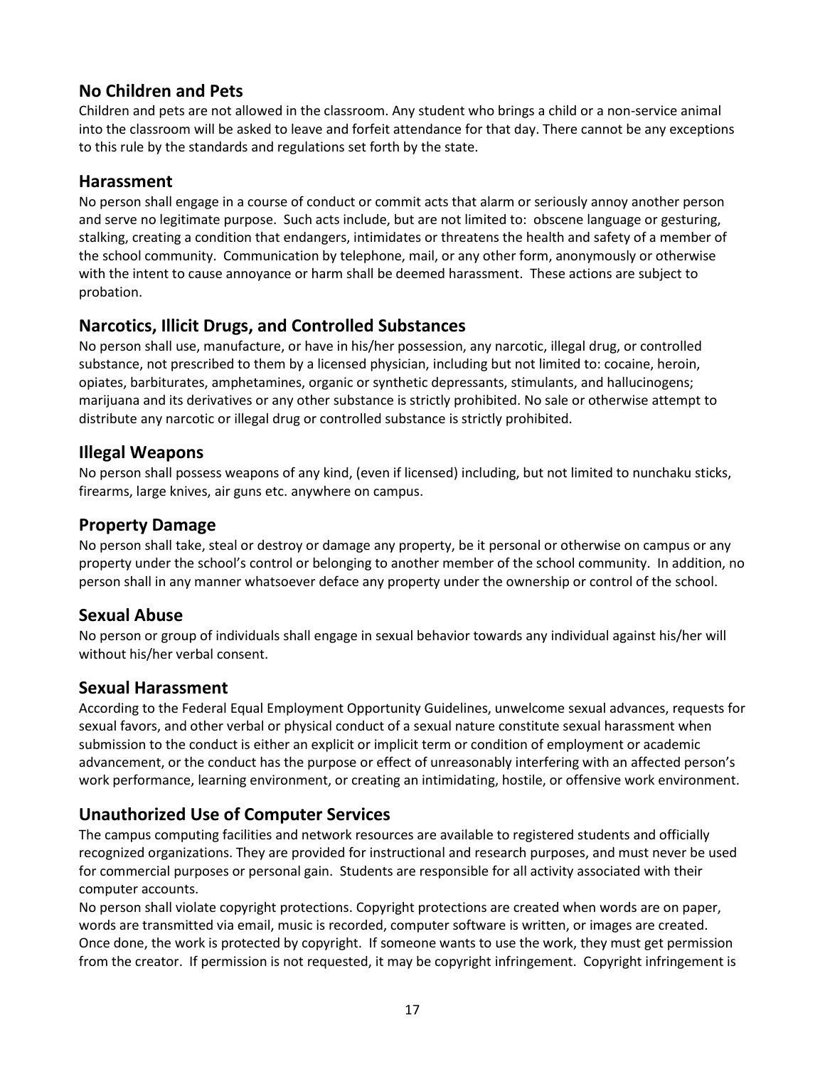## No Children and Pets

Children and pets are not allowed in the classroom. Any student who brings a child or a non-service animal into the classroom will be asked to leave and forfeit attendance for that day. There cannot be any exceptions to this rule by the standards and regulations set forth by the state.

## Harassment

No person shall engage in a course of conduct or commit acts that alarm or seriously annoy another person and serve no legitimate purpose. Such acts include, but are not limited to: obscene language or gesturing, stalking, creating a condition that endangers, intimidates or threatens the health and safety of a member of the school community. Communication by telephone, mail, or any other form, anonymously or otherwise with the intent to cause annoyance or harm shall be deemed harassment. These actions are subject to probation.

## Narcotics, Illicit Drugs, and Controlled Substances

No person shall use, manufacture, or have in his/her possession, any narcotic, illegal drug, or controlled substance, not prescribed to them by a licensed physician, including but not limited to: cocaine, heroin, opiates, barbiturates, amphetamines, organic or synthetic depressants, stimulants, and hallucinogens; marijuana and its derivatives or any other substance is strictly prohibited. No sale or otherwise attempt to distribute any narcotic or illegal drug or controlled substance is strictly prohibited.

## Illegal Weapons

No person shall possess weapons of any kind, (even if licensed) including, but not limited to nunchaku sticks, firearms, large knives, air guns etc. anywhere on campus.

## Property Damage

No person shall take, steal or destroy or damage any property, be it personal or otherwise on campus or any property under the school's control or belonging to another member of the school community. In addition, no person shall in any manner whatsoever deface any property under the ownership or control of the school.

## Sexual Abuse

No person or group of individuals shall engage in sexual behavior towards any individual against his/her will without his/her verbal consent.

## Sexual Harassment

According to the Federal Equal Employment Opportunity Guidelines, unwelcome sexual advances, requests for sexual favors, and other verbal or physical conduct of a sexual nature constitute sexual harassment when submission to the conduct is either an explicit or implicit term or condition of employment or academic advancement, or the conduct has the purpose or effect of unreasonably interfering with an affected person's work performance, learning environment, or creating an intimidating, hostile, or offensive work environment.

## Unauthorized Use of Computer Services

The campus computing facilities and network resources are available to registered students and officially recognized organizations. They are provided for instructional and research purposes, and must never be used for commercial purposes or personal gain. Students are responsible for all activity associated with their computer accounts.

No person shall violate copyright protections. Copyright protections are created when words are on paper, words are transmitted via email, music is recorded, computer software is written, or images are created. Once done, the work is protected by copyright. If someone wants to use the work, they must get permission from the creator. If permission is not requested, it may be copyright infringement. Copyright infringement is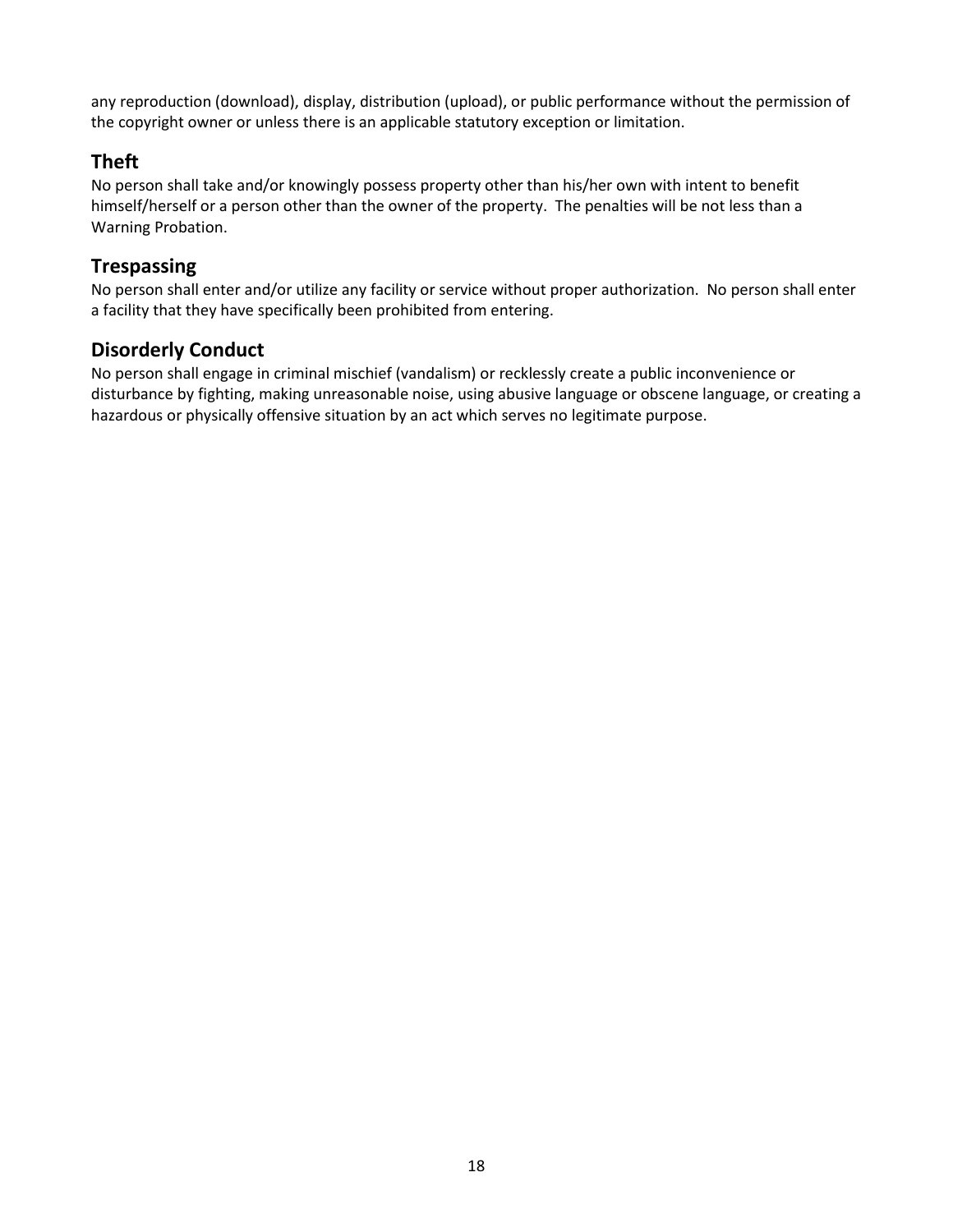any reproduction (download), display, distribution (upload), or public performance without the permission of the copyright owner or unless there is an applicable statutory exception or limitation.

## Theft

No person shall take and/or knowingly possess property other than his/her own with intent to benefit himself/herself or a person other than the owner of the property.  The penalties will be not less than a Warning Probation.

## Trespassing

No person shall enter and/or utilize any facility or service without proper authorization.  No person shall enter a facility that they have specifically been prohibited from entering.

## Disorderly Conduct

No person shall engage in criminal mischief (vandalism) or recklessly create a public inconvenience or disturbance by fighting, making unreasonable noise, using abusive language or obscene language, or creating a hazardous or physically offensive situation by an act which serves no legitimate purpose.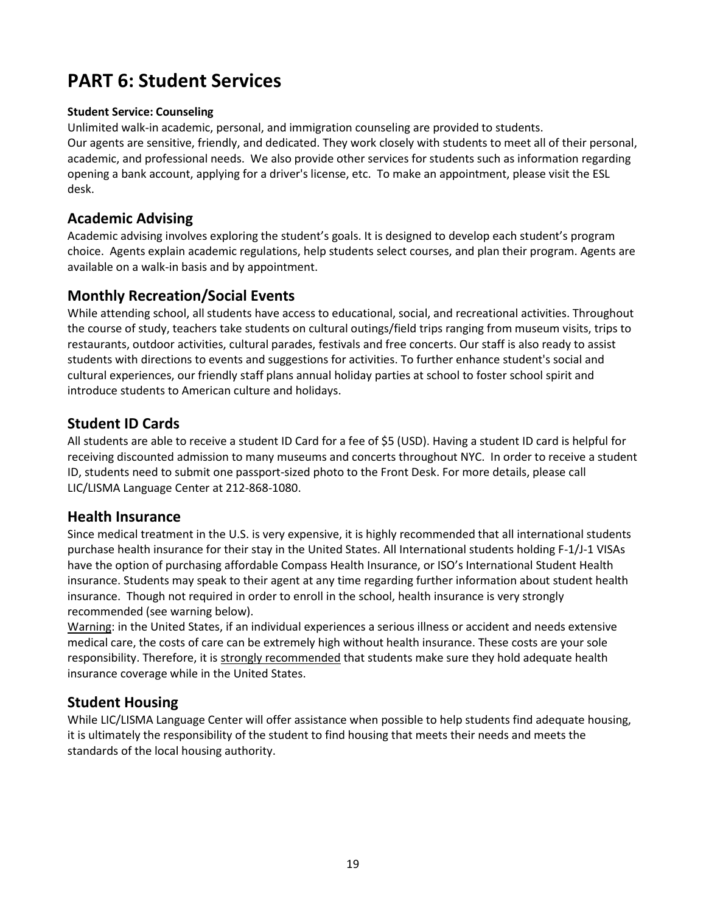# PART 6: Student Services

**Student Service: Counseling**

Unlimited walk-in academic, personal, and immigration counseling are provided to students.
Our agents are sensitive, friendly, and dedicated. They work closely with students to meet all of their personal, academic, and professional needs. We also provide other services for students such as information regarding opening a bank account, applying for a driver's license, etc. To make an appointment, please visit the ESL desk.

## Academic Advising

Academic advising involves exploring the student's goals. It is designed to develop each student's program choice. Agents explain academic regulations, help students select courses, and plan their program. Agents are available on a walk-in basis and by appointment.

## Monthly Recreation/Social Events

While attending school, all students have access to educational, social, and recreational activities. Throughout the course of study, teachers take students on cultural outings/field trips ranging from museum visits, trips to restaurants, outdoor activities, cultural parades, festivals and free concerts. Our staff is also ready to assist students with directions to events and suggestions for activities. To further enhance student's social and cultural experiences, our friendly staff plans annual holiday parties at school to foster school spirit and introduce students to American culture and holidays.

## Student ID Cards

All students are able to receive a student ID Card for a fee of $5 (USD). Having a student ID card is helpful for receiving discounted admission to many museums and concerts throughout NYC. In order to receive a student ID, students need to submit one passport-sized photo to the Front Desk. For more details, please call LIC/LISMA Language Center at 212-868-1080.

## Health Insurance

Since medical treatment in the U.S. is very expensive, it is highly recommended that all international students purchase health insurance for their stay in the United States. All International students holding F-1/J-1 VISAs have the option of purchasing affordable Compass Health Insurance, or ISO's International Student Health insurance. Students may speak to their agent at any time regarding further information about student health insurance. Though not required in order to enroll in the school, health insurance is very strongly recommended (see warning below).

Warning: in the United States, if an individual experiences a serious illness or accident and needs extensive medical care, the costs of care can be extremely high without health insurance. These costs are your sole responsibility. Therefore, it is strongly recommended that students make sure they hold adequate health insurance coverage while in the United States.

## Student Housing

While LIC/LISMA Language Center will offer assistance when possible to help students find adequate housing, it is ultimately the responsibility of the student to find housing that meets their needs and meets the standards of the local housing authority.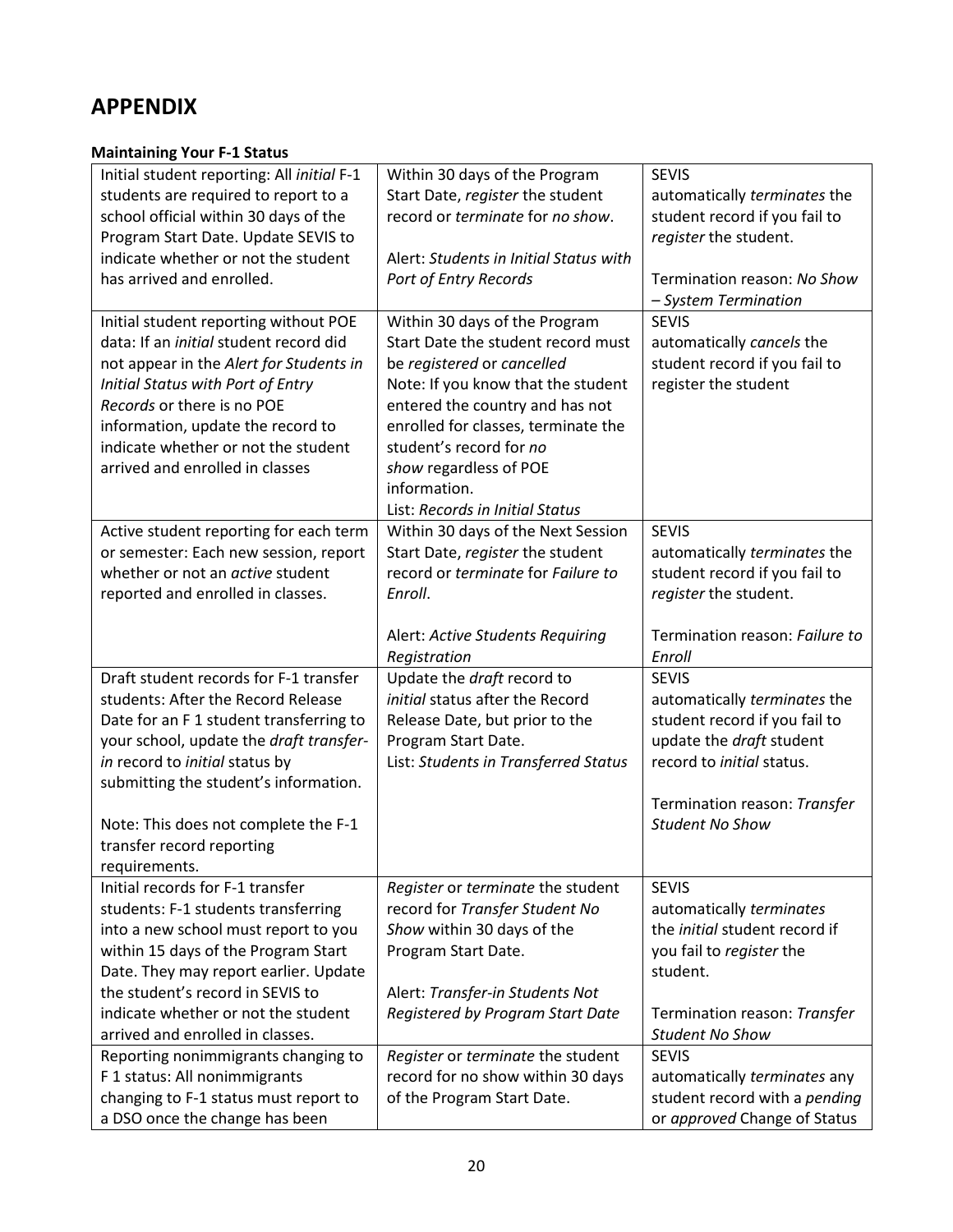# APPENDIX

**Maintaining Your F-1 Status**

| | | |
|---|---|---|
| Initial student reporting: All *initial* F-1 students are required to report to a school official within 30 days of the Program Start Date. Update SEVIS to indicate whether or not the student has arrived and enrolled. | Within 30 days of the Program Start Date, *register* the student record or *terminate* for *no show*.<br><br>Alert: *Students in Initial Status with Port of Entry Records* | SEVIS automatically *terminates* the student record if you fail to *register* the student.<br><br>Termination reason: *No Show – System Termination* |
| Initial student reporting without POE data: If an *initial* student record did not appear in the *Alert for Students in Initial Status with Port of Entry Records* or there is no POE information, update the record to indicate whether or not the student arrived and enrolled in classes | Within 30 days of the Program Start Date the student record must be *registered* or *cancelled*<br>Note: If you know that the student entered the country and has not enrolled for classes, terminate the student's record for *no show* regardless of POE information.<br>List: *Records in Initial Status* | SEVIS automatically *cancels* the student record if you fail to register the student |
| Active student reporting for each term or semester: Each new session, report whether or not an *active* student reported and enrolled in classes. | Within 30 days of the Next Session Start Date, *register* the student record or *terminate* for *Failure to Enroll*.<br><br>Alert: *Active Students Requiring Registration* | SEVIS automatically *terminates* the student record if you fail to *register* the student.<br><br>Termination reason: *Failure to Enroll* |
| Draft student records for F-1 transfer students: After the Record Release Date for an F 1 student transferring to your school, update the *draft transfer-in* record to *initial* status by submitting the student's information.<br><br>Note: This does not complete the F-1 transfer record reporting requirements. | Update the *draft* record to *initial* status after the Record Release Date, but prior to the Program Start Date.<br>List: *Students in Transferred Status* | SEVIS automatically *terminates* the student record if you fail to update the *draft* student record to *initial* status.<br><br>Termination reason: *Transfer Student No Show* |
| Initial records for F-1 transfer students: F-1 students transferring into a new school must report to you within 15 days of the Program Start Date. They may report earlier. Update the student's record in SEVIS to indicate whether or not the student arrived and enrolled in classes. | *Register* or *terminate* the student record for *Transfer Student No Show* within 30 days of the Program Start Date.<br><br>Alert: *Transfer-in Students Not Registered by Program Start Date* | SEVIS automatically *terminates* the *initial* student record if you fail to *register* the student.<br><br>Termination reason: *Transfer Student No Show* |
| Reporting nonimmigrants changing to F 1 status: All nonimmigrants changing to F-1 status must report to a DSO once the change has been | *Register* or *terminate* the student record for no show within 30 days of the Program Start Date. | SEVIS automatically *terminates* any student record with a *pending* or *approved* Change of Status |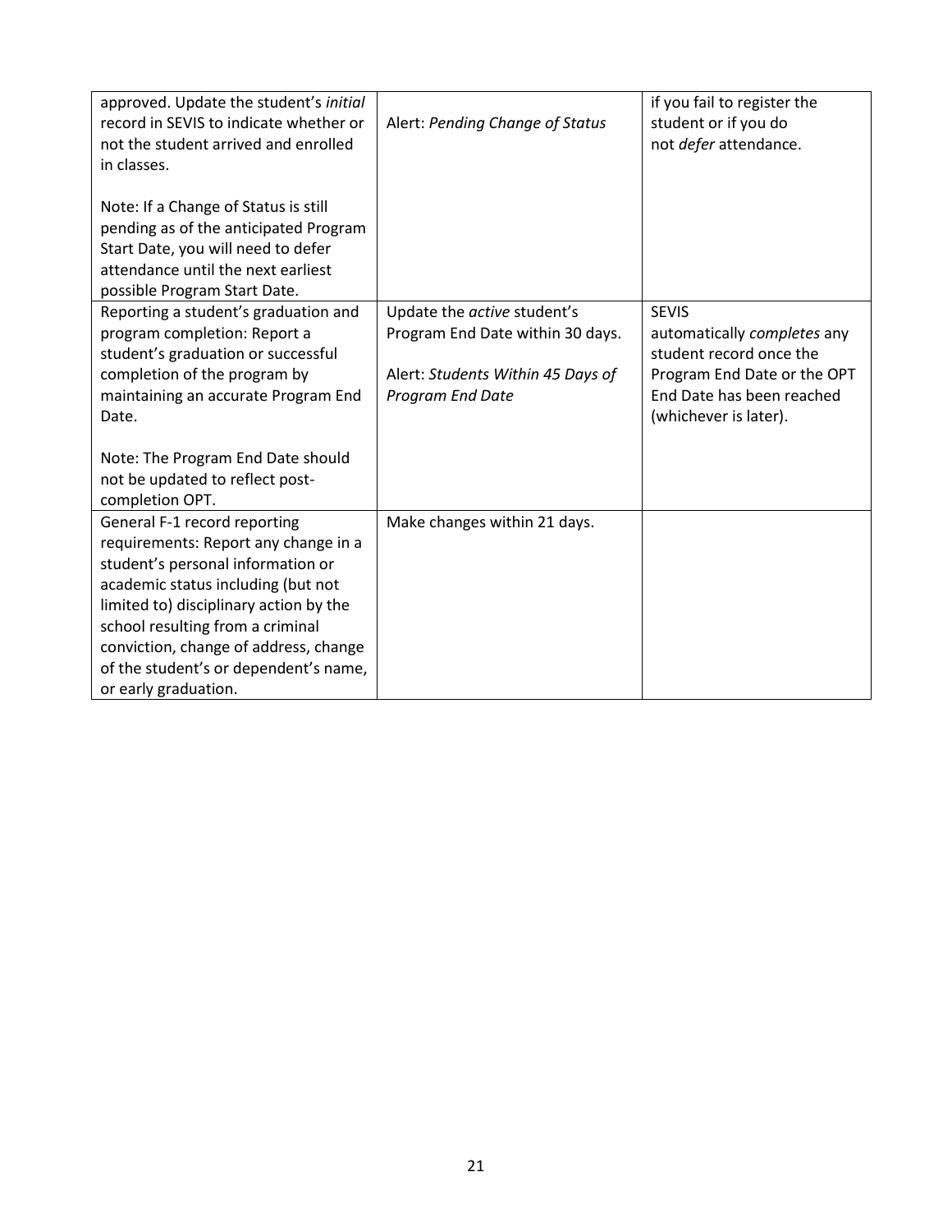| | | |
|---|---|---|
| approved. Update the student's *initial* record in SEVIS to indicate whether or not the student arrived and enrolled in classes.<br><br>Note: If a Change of Status is still pending as of the anticipated Program Start Date, you will need to defer attendance until the next earliest possible Program Start Date. | Alert: *Pending Change of Status* | if you fail to register the student or if you do not *defer* attendance. |
| Reporting a student's graduation and program completion: Report a student's graduation or successful completion of the program by maintaining an accurate Program End Date.<br><br>Note: The Program End Date should not be updated to reflect post-completion OPT. | Update the *active* student's Program End Date within 30 days.<br><br>Alert: *Students Within 45 Days of Program End Date* | SEVIS automatically *completes* any student record once the Program End Date or the OPT End Date has been reached (whichever is later). |
| General F-1 record reporting requirements: Report any change in a student's personal information or academic status including (but not limited to) disciplinary action by the school resulting from a criminal conviction, change of address, change of the student's or dependent's name, or early graduation. | Make changes within 21 days. | |